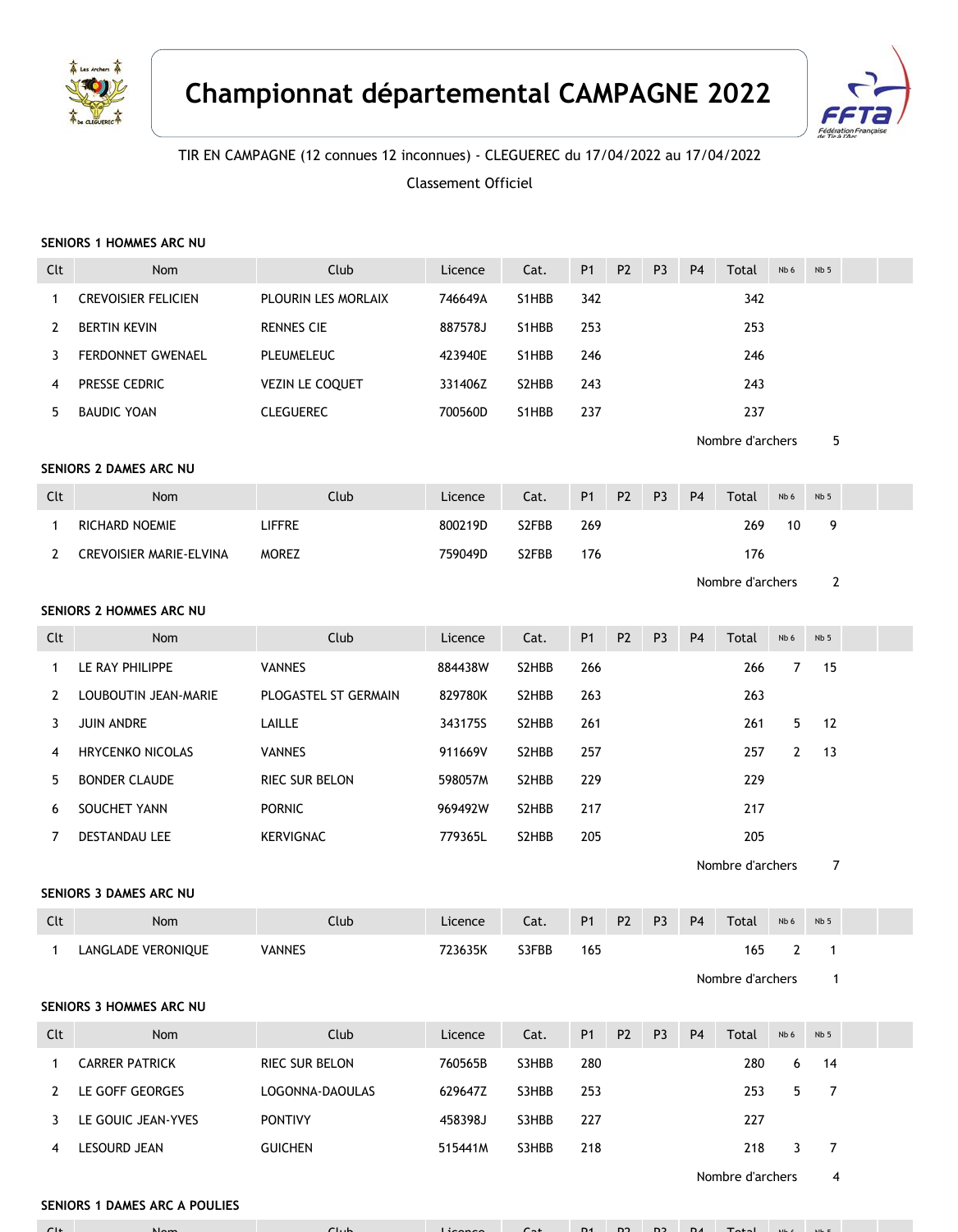# Championnat départemental CAMPAGNE 2022

TIR EN CAMPAGNE (12 connues 12 inconnues) - CLEGUEREC du 17/04/2022 au 17/04/2022

Classement Officiel

### SENIORS 1 HOMMES ARC NU

| Clt | Nom | Club | Licence | Cat. | P1 | P2 | P3 | P4 | Total | Nb 6 | Nb 5 | | |
|---|---|---|---|---|---|---|---|---|---|---|---|---|---|
| 1 | CREVOISIER FELICIEN | PLOURIN LES MORLAIX | 746649A | S1HBB | 342 | | | | 342 | | | | |
| 2 | BERTIN KEVIN | RENNES CIE | 887578J | S1HBB | 253 | | | | 253 | | | | |
| 3 | FERDONNET GWENAEL | PLEUMELEUC | 423940E | S1HBB | 246 | | | | 246 | | | | |
| 4 | PRESSE CEDRIC | VEZIN LE COQUET | 331406Z | S2HBB | 243 | | | | 243 | | | | |
| 5 | BAUDIC YOAN | CLEGUEREC | 700560D | S1HBB | 237 | | | | 237 | | | | |

Nombre d'archers 5

### SENIORS 2 DAMES ARC NU

| Clt | Nom | Club | Licence | Cat. | P1 | P2 | P3 | P4 | Total | Nb 6 | Nb 5 | | |
|---|---|---|---|---|---|---|---|---|---|---|---|---|---|
| 1 | RICHARD NOEMIE | LIFFRE | 800219D | S2FBB | 269 | | | | 269 | 10 | 9 | | |
| 2 | CREVOISIER MARIE-ELVINA | MOREZ | 759049D | S2FBB | 176 | | | | 176 | | | | |

Nombre d'archers 2

### SENIORS 2 HOMMES ARC NU

| Clt | Nom | Club | Licence | Cat. | P1 | P2 | P3 | P4 | Total | Nb 6 | Nb 5 | | |
|---|---|---|---|---|---|---|---|---|---|---|---|---|---|
| 1 | LE RAY PHILIPPE | VANNES | 884438W | S2HBB | 266 | | | | 266 | 7 | 15 | | |
| 2 | LOUBOUTIN JEAN-MARIE | PLOGASTEL ST GERMAIN | 829780K | S2HBB | 263 | | | | 263 | | | | |
| 3 | JUIN ANDRE | LAILLE | 343175S | S2HBB | 261 | | | | 261 | 5 | 12 | | |
| 4 | HRYCENKO NICOLAS | VANNES | 911669V | S2HBB | 257 | | | | 257 | 2 | 13 | | |
| 5 | BONDER CLAUDE | RIEC SUR BELON | 598057M | S2HBB | 229 | | | | 229 | | | | |
| 6 | SOUCHET YANN | PORNIC | 969492W | S2HBB | 217 | | | | 217 | | | | |
| 7 | DESTANDAU LEE | KERVIGNAC | 779365L | S2HBB | 205 | | | | 205 | | | | |

Nombre d'archers 7

### SENIORS 3 DAMES ARC NU

| Clt | Nom | Club | Licence | Cat. | P1 | P2 | P3 | P4 | Total | Nb 6 | Nb 5 | | |
|---|---|---|---|---|---|---|---|---|---|---|---|---|---|
| 1 | LANGLADE VERONIQUE | VANNES | 723635K | S3FBB | 165 | | | | 165 | 2 | 1 | | |

Nombre d'archers 1

### SENIORS 3 HOMMES ARC NU

| Clt | Nom | Club | Licence | Cat. | P1 | P2 | P3 | P4 | Total | Nb 6 | Nb 5 | | |
|---|---|---|---|---|---|---|---|---|---|---|---|---|---|
| 1 | CARRER PATRICK | RIEC SUR BELON | 760565B | S3HBB | 280 | | | | 280 | 6 | 14 | | |
| 2 | LE GOFF GEORGES | LOGONNA-DAOULAS | 629647Z | S3HBB | 253 | | | | 253 | 5 | 7 | | |
| 3 | LE GOUIC JEAN-YVES | PONTIVY | 458398J | S3HBB | 227 | | | | 227 | | | | |
| 4 | LESOURD JEAN | GUICHEN | 515441M | S3HBB | 218 | | | | 218 | 3 | 7 | | |

Nombre d'archers 4

### SENIORS 1 DAMES ARC A POULIES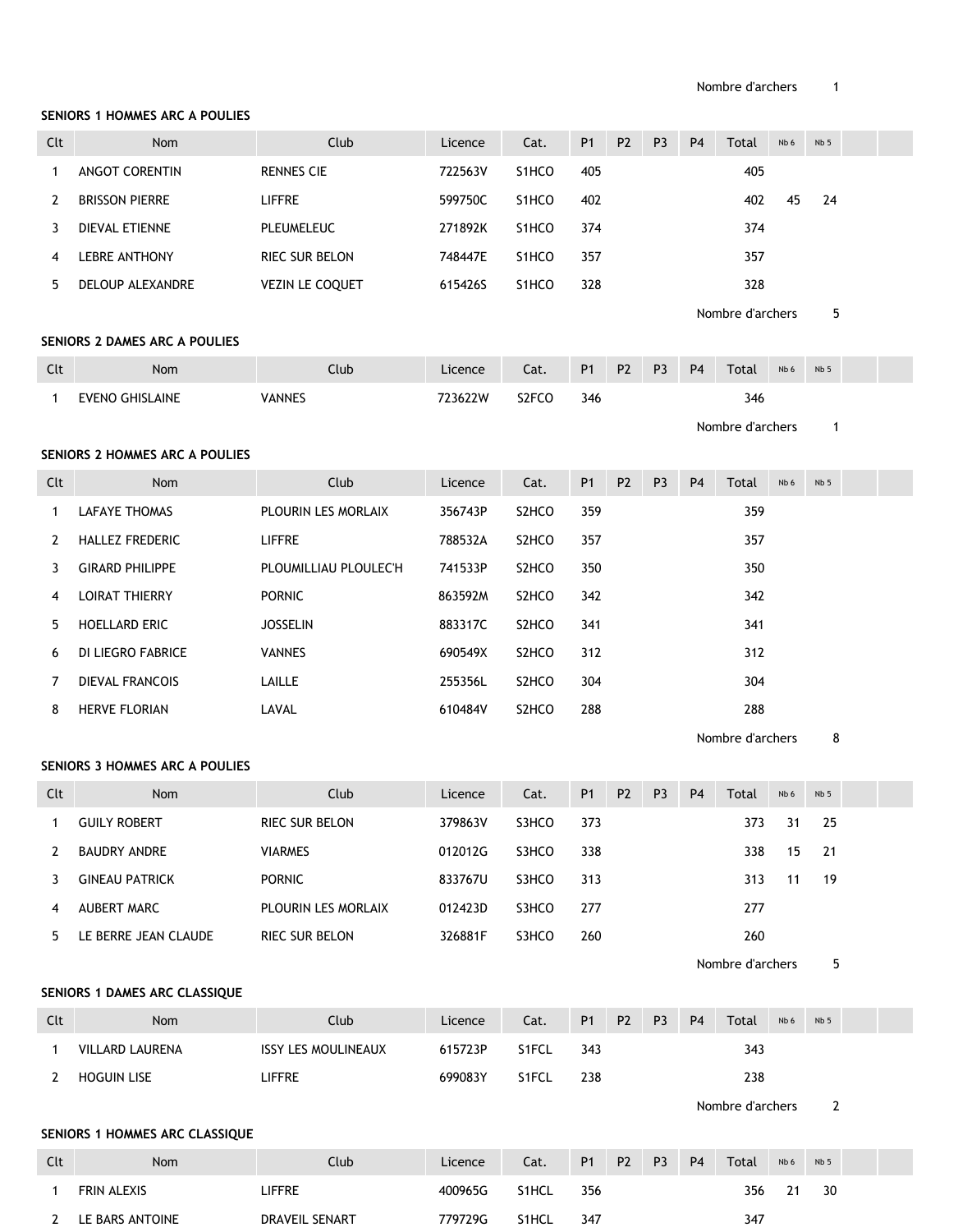Nombre d'archers 1

**SENIORS 1 HOMMES ARC A POULIES**

| Clt | Nom | Club | Licence | Cat. | P1 | P2 | P3 | P4 | Total | Nb 6 | Nb 5 | | |
|---|---|---|---|---|---|---|---|---|---|---|---|---|---|
| 1 | ANGOT CORENTIN | RENNES CIE | 722563V | S1HCO | 405 | | | | 405 | | | | |
| 2 | BRISSON PIERRE | LIFFRE | 599750C | S1HCO | 402 | | | | 402 | 45 | 24 | | |
| 3 | DIEVAL ETIENNE | PLEUMELEUC | 271892K | S1HCO | 374 | | | | 374 | | | | |
| 4 | LEBRE ANTHONY | RIEC SUR BELON | 748447E | S1HCO | 357 | | | | 357 | | | | |
| 5 | DELOUP ALEXANDRE | VEZIN LE COQUET | 615426S | S1HCO | 328 | | | | 328 | | | | |

Nombre d'archers 5

**SENIORS 2 DAMES ARC A POULIES**

| Clt | Nom | Club | Licence | Cat. | P1 | P2 | P3 | P4 | Total | Nb 6 | Nb 5 | | |
|---|---|---|---|---|---|---|---|---|---|---|---|---|---|
| 1 | EVENO GHISLAINE | VANNES | 723622W | S2FCO | 346 | | | | 346 | | | | |

Nombre d'archers 1

**SENIORS 2 HOMMES ARC A POULIES**

| Clt | Nom | Club | Licence | Cat. | P1 | P2 | P3 | P4 | Total | Nb 6 | Nb 5 | | |
|---|---|---|---|---|---|---|---|---|---|---|---|---|---|
| 1 | LAFAYE THOMAS | PLOURIN LES MORLAIX | 356743P | S2HCO | 359 | | | | 359 | | | | |
| 2 | HALLEZ FREDERIC | LIFFRE | 788532A | S2HCO | 357 | | | | 357 | | | | |
| 3 | GIRARD PHILIPPE | PLOUMILLIAU PLOULEC'H | 741533P | S2HCO | 350 | | | | 350 | | | | |
| 4 | LOIRAT THIERRY | PORNIC | 863592M | S2HCO | 342 | | | | 342 | | | | |
| 5 | HOELLARD ERIC | JOSSELIN | 883317C | S2HCO | 341 | | | | 341 | | | | |
| 6 | DI LIEGRO FABRICE | VANNES | 690549X | S2HCO | 312 | | | | 312 | | | | |
| 7 | DIEVAL FRANCOIS | LAILLE | 255356L | S2HCO | 304 | | | | 304 | | | | |
| 8 | HERVE FLORIAN | LAVAL | 610484V | S2HCO | 288 | | | | 288 | | | | |

Nombre d'archers 8

**SENIORS 3 HOMMES ARC A POULIES**

| Clt | Nom | Club | Licence | Cat. | P1 | P2 | P3 | P4 | Total | Nb 6 | Nb 5 | | |
|---|---|---|---|---|---|---|---|---|---|---|---|---|---|
| 1 | GUILY ROBERT | RIEC SUR BELON | 379863V | S3HCO | 373 | | | | 373 | 31 | 25 | | |
| 2 | BAUDRY ANDRE | VIARMES | 012012G | S3HCO | 338 | | | | 338 | 15 | 21 | | |
| 3 | GINEAU PATRICK | PORNIC | 833767U | S3HCO | 313 | | | | 313 | 11 | 19 | | |
| 4 | AUBERT MARC | PLOURIN LES MORLAIX | 012423D | S3HCO | 277 | | | | 277 | | | | |
| 5 | LE BERRE JEAN CLAUDE | RIEC SUR BELON | 326881F | S3HCO | 260 | | | | 260 | | | | |

Nombre d'archers 5

**SENIORS 1 DAMES ARC CLASSIQUE**

| Clt | Nom | Club | Licence | Cat. | P1 | P2 | P3 | P4 | Total | Nb 6 | Nb 5 | | |
|---|---|---|---|---|---|---|---|---|---|---|---|---|---|
| 1 | VILLARD LAURENA | ISSY LES MOULINEAUX | 615723P | S1FCL | 343 | | | | 343 | | | | |
| 2 | HOGUIN LISE | LIFFRE | 699083Y | S1FCL | 238 | | | | 238 | | | | |

Nombre d'archers 2

**SENIORS 1 HOMMES ARC CLASSIQUE**

| Clt | Nom | Club | Licence | Cat. | P1 | P2 | P3 | P4 | Total | Nb 6 | Nb 5 | | |
|---|---|---|---|---|---|---|---|---|---|---|---|---|---|
| 1 | FRIN ALEXIS | LIFFRE | 400965G | S1HCL | 356 | | | | 356 | 21 | 30 | | |
| 2 | LE BARS ANTOINE | DRAVEIL SENART | 779729G | S1HCL | 347 | | | | 347 | | | | |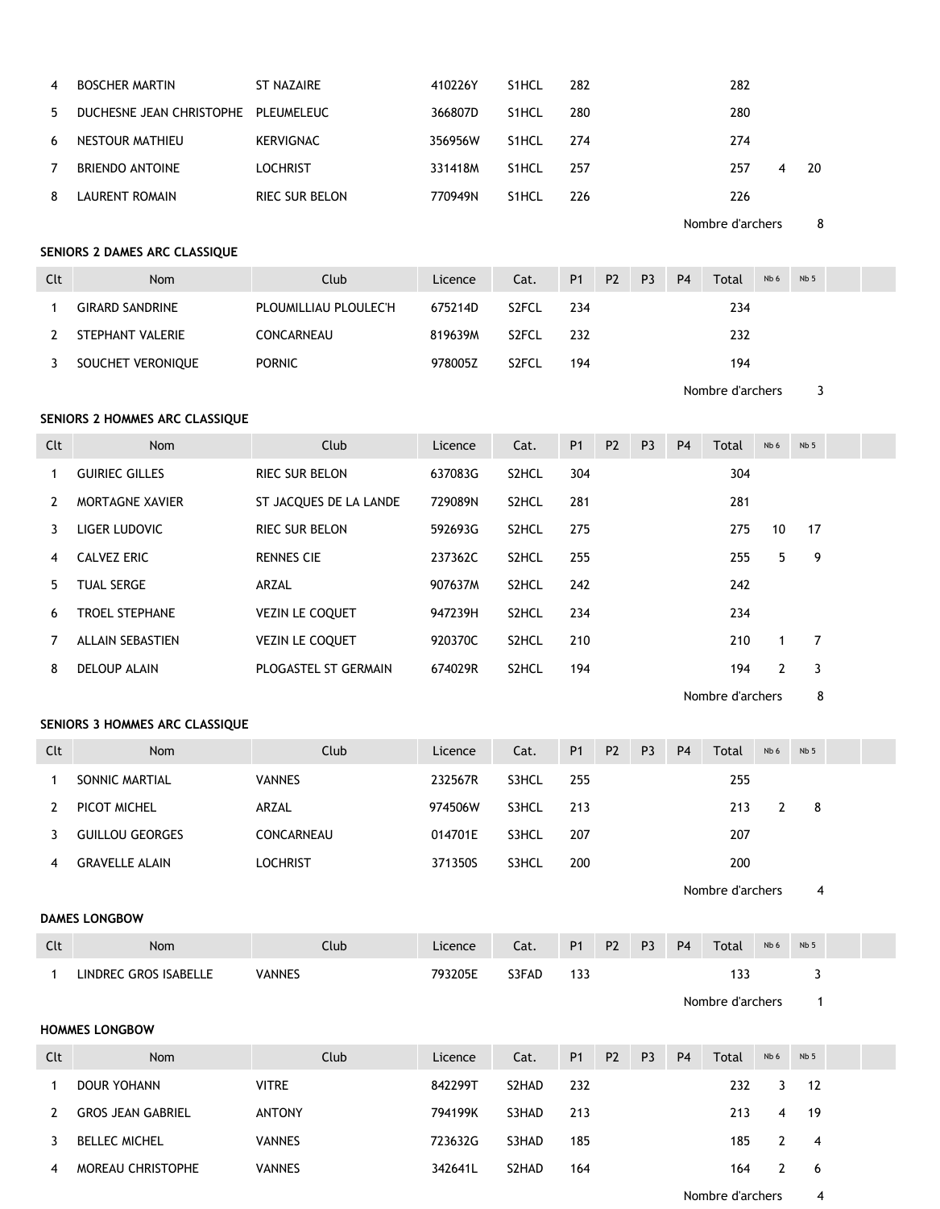| Clt | Nom | Club | Licence | Cat. | P1 | P2 | P3 | P4 | Total | Nb 6 | Nb 5 | | |
|---|---|---|---|---|---|---|---|---|---|---|---|---|---|
| 4 | BOSCHER MARTIN | ST NAZAIRE | 410226Y | S1HCL | 282 | | | | 282 | | | | |
| 5 | DUCHESNE JEAN CHRISTOPHE | PLEUMELEUC | 366807D | S1HCL | 280 | | | | 280 | | | | |
| 6 | NESTOUR MATHIEU | KERVIGNAC | 356956W | S1HCL | 274 | | | | 274 | | | | |
| 7 | BRIENDO ANTOINE | LOCHRIST | 331418M | S1HCL | 257 | | | | 257 | 4 | 20 | | |
| 8 | LAURENT ROMAIN | RIEC SUR BELON | 770949N | S1HCL | 226 | | | | 226 | | | | |

Nombre d'archers 8

**SENIORS 2 DAMES ARC CLASSIQUE**

| Clt | Nom | Club | Licence | Cat. | P1 | P2 | P3 | P4 | Total | Nb 6 | Nb 5 | | |
|---|---|---|---|---|---|---|---|---|---|---|---|---|---|
| 1 | GIRARD SANDRINE | PLOUMILLIAU PLOULEC'H | 675214D | S2FCL | 234 | | | | 234 | | | | |
| 2 | STEPHANT VALERIE | CONCARNEAU | 819639M | S2FCL | 232 | | | | 232 | | | | |
| 3 | SOUCHET VERONIQUE | PORNIC | 978005Z | S2FCL | 194 | | | | 194 | | | | |

Nombre d'archers 3

**SENIORS 2 HOMMES ARC CLASSIQUE**

| Clt | Nom | Club | Licence | Cat. | P1 | P2 | P3 | P4 | Total | Nb 6 | Nb 5 | | |
|---|---|---|---|---|---|---|---|---|---|---|---|---|---|
| 1 | GUIRIEC GILLES | RIEC SUR BELON | 637083G | S2HCL | 304 | | | | 304 | | | | |
| 2 | MORTAGNE XAVIER | ST JACQUES DE LA LANDE | 729089N | S2HCL | 281 | | | | 281 | | | | |
| 3 | LIGER LUDOVIC | RIEC SUR BELON | 592693G | S2HCL | 275 | | | | 275 | 10 | 17 | | |
| 4 | CALVEZ ERIC | RENNES CIE | 237362C | S2HCL | 255 | | | | 255 | 5 | 9 | | |
| 5 | TUAL SERGE | ARZAL | 907637M | S2HCL | 242 | | | | 242 | | | | |
| 6 | TROEL STEPHANE | VEZIN LE COQUET | 947239H | S2HCL | 234 | | | | 234 | | | | |
| 7 | ALLAIN SEBASTIEN | VEZIN LE COQUET | 920370C | S2HCL | 210 | | | | 210 | 1 | 7 | | |
| 8 | DELOUP ALAIN | PLOGASTEL ST GERMAIN | 674029R | S2HCL | 194 | | | | 194 | 2 | 3 | | |

Nombre d'archers 8

**SENIORS 3 HOMMES ARC CLASSIQUE**

| Clt | Nom | Club | Licence | Cat. | P1 | P2 | P3 | P4 | Total | Nb 6 | Nb 5 | | |
|---|---|---|---|---|---|---|---|---|---|---|---|---|---|
| 1 | SONNIC MARTIAL | VANNES | 232567R | S3HCL | 255 | | | | 255 | | | | |
| 2 | PICOT MICHEL | ARZAL | 974506W | S3HCL | 213 | | | | 213 | 2 | 8 | | |
| 3 | GUILLOU GEORGES | CONCARNEAU | 014701E | S3HCL | 207 | | | | 207 | | | | |
| 4 | GRAVELLE ALAIN | LOCHRIST | 371350S | S3HCL | 200 | | | | 200 | | | | |

Nombre d'archers 4

**DAMES LONGBOW**

| Clt | Nom | Club | Licence | Cat. | P1 | P2 | P3 | P4 | Total | Nb 6 | Nb 5 | | |
|---|---|---|---|---|---|---|---|---|---|---|---|---|---|
| 1 | LINDREC GROS ISABELLE | VANNES | 793205E | S3FAD | 133 | | | | 133 | | 3 | | |

Nombre d'archers 1

**HOMMES LONGBOW**

| Clt | Nom | Club | Licence | Cat. | P1 | P2 | P3 | P4 | Total | Nb 6 | Nb 5 | | |
|---|---|---|---|---|---|---|---|---|---|---|---|---|---|
| 1 | DOUR YOHANN | VITRE | 842299T | S2HAD | 232 | | | | 232 | 3 | 12 | | |
| 2 | GROS JEAN GABRIEL | ANTONY | 794199K | S3HAD | 213 | | | | 213 | 4 | 19 | | |
| 3 | BELLEC MICHEL | VANNES | 723632G | S3HAD | 185 | | | | 185 | 2 | 4 | | |
| 4 | MOREAU CHRISTOPHE | VANNES | 342641L | S2HAD | 164 | | | | 164 | 2 | 6 | | |

Nombre d'archers 4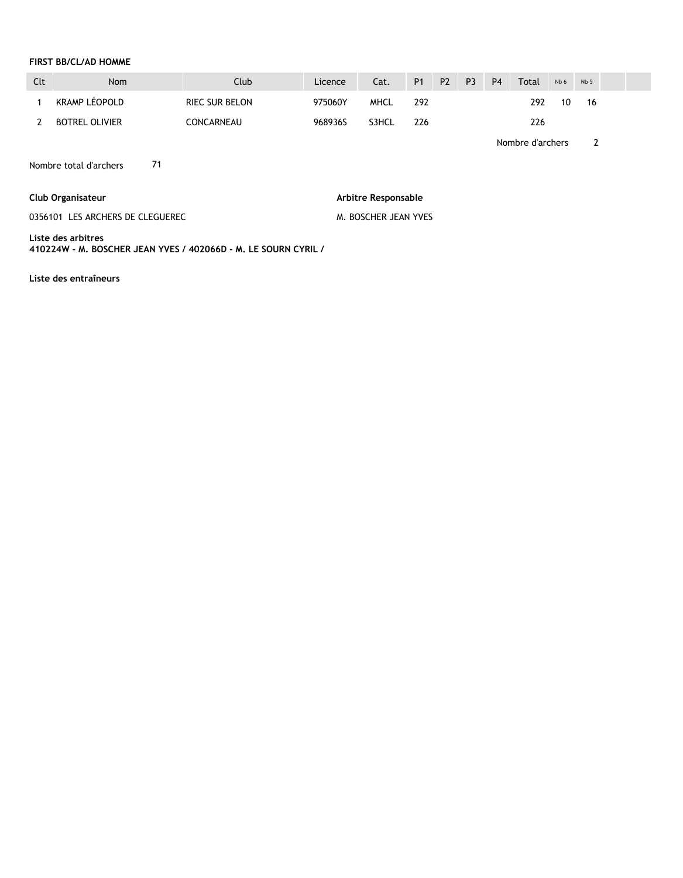**FIRST BB/CL/AD HOMME**

| Clt | Nom | Club | Licence | Cat. | P1 | P2 | P3 | P4 | Total | Nb 6 | Nb 5 | | |
|---|---|---|---|---|---|---|---|---|---|---|---|---|---|
| 1 | KRAMP LÉOPOLD | RIEC SUR BELON | 975060Y | MHCL | 292 | | | | 292 | 10 | 16 | | |
| 2 | BOTREL OLIVIER | CONCARNEAU | 968936S | S3HCL | 226 | | | | 226 | | | | |

Nombre d'archers 2

Nombre total d'archers 71

**Club Organisateur**

0356101 LES ARCHERS DE CLEGUEREC

**Arbitre Responsable**

M. BOSCHER JEAN YVES

**Liste des arbitres**
**410224W - M. BOSCHER JEAN YVES / 402066D - M. LE SOURN CYRIL /**

**Liste des entraîneurs**